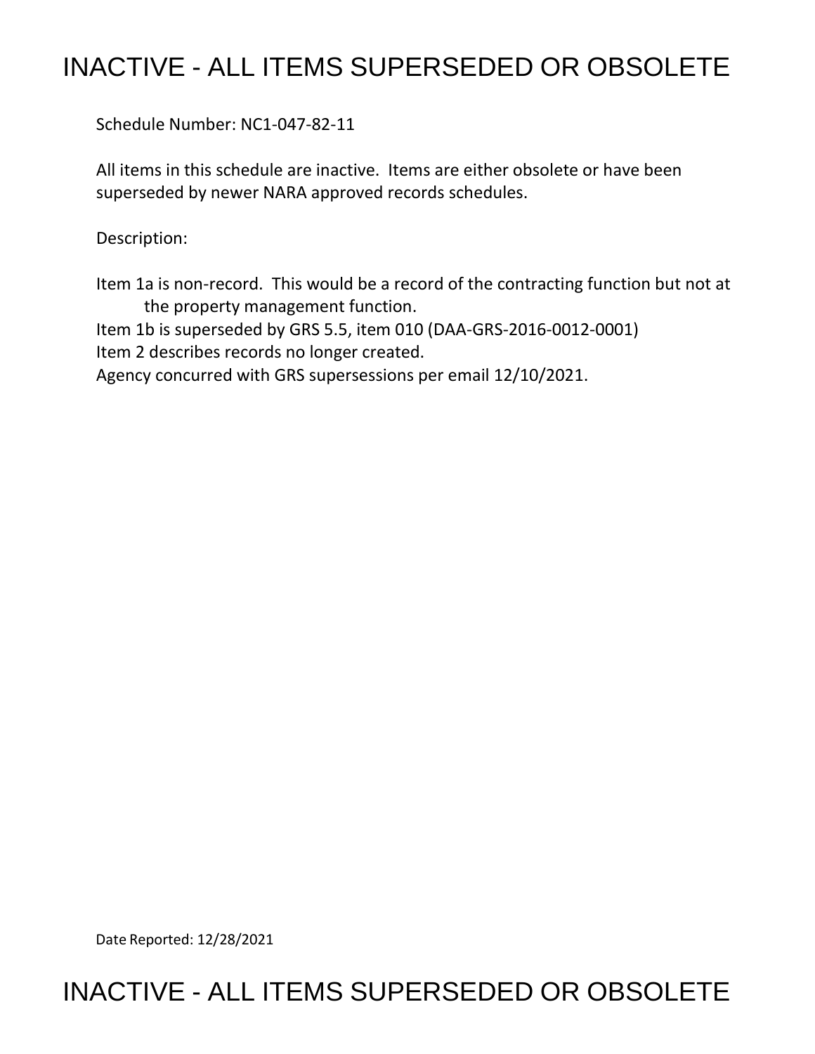# INACTIVE - ALL ITEMS SUPERSEDED OR OBSOLETE

Schedule Number: NC1-047-82-11

All items in this schedule are inactive. Items are either obsolete or have been superseded by newer NARA approved records schedules.

Description:

Item 1a is non-record. This would be a record of the contracting function but not at the property management function.
Item 1b is superseded by GRS 5.5, item 010 (DAA-GRS-2016-0012-0001)
Item 2 describes records no longer created.
Agency concurred with GRS supersessions per email 12/10/2021.

Date Reported: 12/28/2021

# INACTIVE - ALL ITEMS SUPERSEDED OR OBSOLETE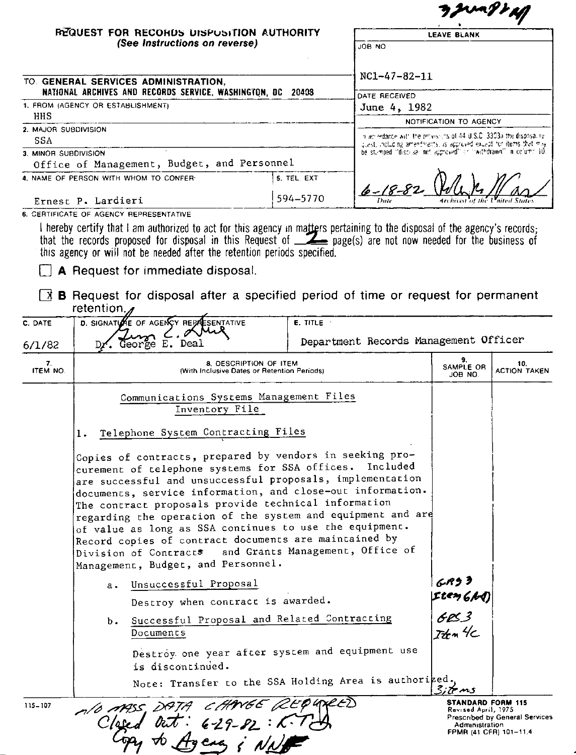3jun82nf

# REQUEST FOR RECORDS DISPOSITION AUTHORITY

*(See Instructions on reverse)*

| LEAVE BLANK |
|---|
| JOB NO: NC1-47-82-11 |
| DATE RECEIVED: June 4, 1982 |
| NOTIFICATION TO AGENCY |
| In accordance with the provisions of 44 U.S.C. 3303a the disposal request, including amendments, is approved except for items that may be stamped "disposal not approved" or "withdrawn" in column 10. |
| 6-18-82 — Date — Archivist of the United States |

TO: GENERAL SERVICES ADMINISTRATION, NATIONAL ARCHIVES AND RECORDS SERVICE, WASHINGTON, DC 20408

1. FROM (AGENCY OR ESTABLISHMENT): HHS
2. MAJOR SUBDIVISION: SSA
3. MINOR SUBDIVISION: Office of Management, Budget, and Personnel
4. NAME OF PERSON WITH WHOM TO CONFER: Ernest P. Lardieri
5. TEL. EXT: 594-5770

6. CERTIFICATE OF AGENCY REPRESENTATIVE

I hereby certify that I am authorized to act for this agency in matters pertaining to the disposal of the agency's records; that the records proposed for disposal in this Request of 2 page(s) are not now needed for the business of this agency or will not be needed after the retention periods specified.

☐ **A** Request for immediate disposal.

☒ **B** Request for disposal after a specified period of time or request for permanent retention.

| C. DATE | D. SIGNATURE OF AGENCY REPRESENTATIVE | E. TITLE |
|---|---|---|
| 6/1/82 | Dr. George E. Deal | Department Records Management Officer |

| 7. ITEM NO. | 8. DESCRIPTION OF ITEM (With Inclusive Dates or Retention Periods) | 9. SAMPLE OR JOB NO. | 10. ACTION TAKEN |
|---|---|---|---|
| | Communications Systems Management Files<br>Inventory File | | |
| | 1. Telephone System Contracting Files<br><br>Copies of contracts, prepared by vendors in seeking procurement of telephone systems for SSA offices. Included are successful and unsuccessful proposals, implementation documents, service information, and close-out information. The contract proposals provide technical information regarding the operation of the system and equipment and are of value as long as SSA continues to use the equipment. Record copies of contract documents are maintained by Division of Contracts and Grants Management, Office of Management, Budget, and Personnel. | | |
| | a. Unsuccessful Proposal<br><br>Destroy when contract is awarded. | GRS 3 Item 6(d) | |
| | b. Successful Proposal and Related Contracting Documents<br><br>Destroy one year after system and equipment use is discontinued.<br><br>Note: Transfer to the SSA Holding Area is authorized. | GRS 3 Item 4c<br><br>3 items | |

115-107

n/a MASS DATA CHANGE REQUIRED
Closed Out: 6-29-82 : K.T.
Copy to Agency & NN

STANDARD FORM 115
Revised April, 1975
Prescribed by General Services Administration
FPMR (41 CFR) 101-11.4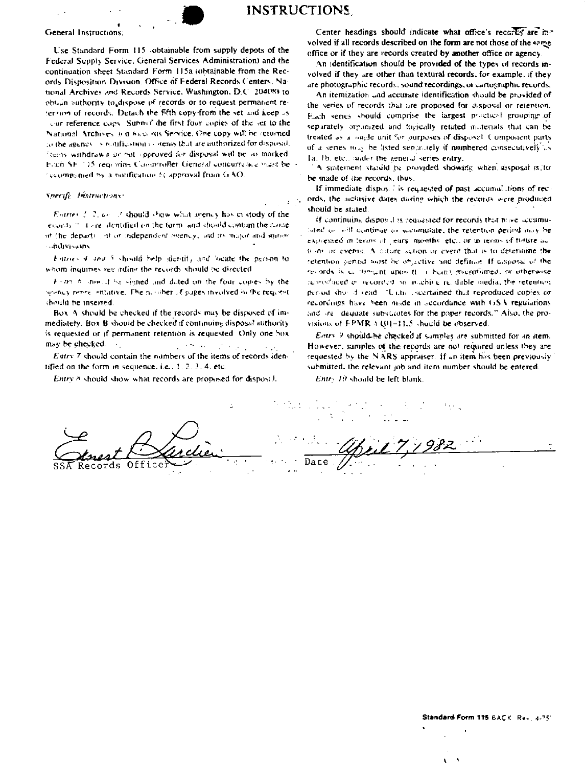# INSTRUCTIONS

**General Instructions:**

Use Standard Form 115 (obtainable from supply depots of the Federal Supply Service, General Services Administration) and the continuation sheet Standard Form 115a (obtainable from the Records Disposition Division, Office of Federal Records Centers, National Archives and Records Service, Washington, D.C. 20408) to obtain authority to dispose of records or to request permanent retention of records. Detach the fifth copy from the set and keep as your reference copy. Submit the first four copies of the set to the National Archives and Records Service. One copy will be returned to the agency as notification of items that are authorized for disposal. Items withdrawn or not approved for disposal will be so marked. Each SF 115 requiring Comptroller General concurrence must be accompanied by a notification of approval from GAO.

*Specific Instructions:*

*Entries 1, 2, and 3* should show what agency has custody of the records that are identified on the form, and should contain the name of the department or independent agency, and its major and minor subdivisions.

*Entries 4 and 5* should help identify and locate the person to whom inquiries regarding the records should be directed.

*Entry 6* should be signed and dated on the four copies by the agency representative. The number of pages involved in the request should be inserted.

Box A should be checked if the records may be disposed of immediately. Box B should be checked if continuing disposal authority is requested or if permanent retention is requested. Only one box may be checked.

*Entry 7* should contain the numbers of the items of records identified on the form in sequence, i.e., 1, 2, 3, 4, etc.

*Entry 8* should show what records are proposed for disposal.

Center headings should indicate what office's records are involved if all records described on the form are not those of the same office or if they are records created by another office or agency.

An identification should be provided of the types of records involved if they are other than textural records, for example, if they are photographic records, sound recordings, or cartographic records.

An itemization and accurate identification should be provided of the series of records that are proposed for disposal or retention. Each series should comprise the largest practical grouping of separately organized and logically related materials that can be treated as a single unit for purposes of disposal. Component parts of a series may be listed separately if numbered consecutively as 1a, 1b, etc., under the general series entry.

A statement should be provided showing when disposal is to be made of the records, thus:

If immediate disposal is requested of past accumulations of records, the inclusive dates during which the records were produced should be stated.

If continuing disposal is requested for records that have accumulated or will continue to accumulate, the retention period may be expressed in terms of years, months, etc., or in terms of future actions or events. A future action or event that is to determine the retention period must be objective and definite. If disposal of the records is contingent upon their being microfilmed, or otherwise reproduced or recorded on machine readable media, the retention period should read: "Until ascertained that reproduced copies or recordings have been made in accordance with GSA regulations and are adequate substitutes for the paper records." Also, the provisions of FPMR § 101-11.5 should be observed.

*Entry 9* should be checked if samples are submitted for an item. However, samples of the records are not required unless they are requested by the NARS appraiser. If an item has been previously submitted, the relevant job and item number should be entered.

*Entry 10* should be left blank.

Ernest P. Larchier
SSA Records Officer

Date: April 7, 1982

Standard Form 115 BACK Rev. 4-75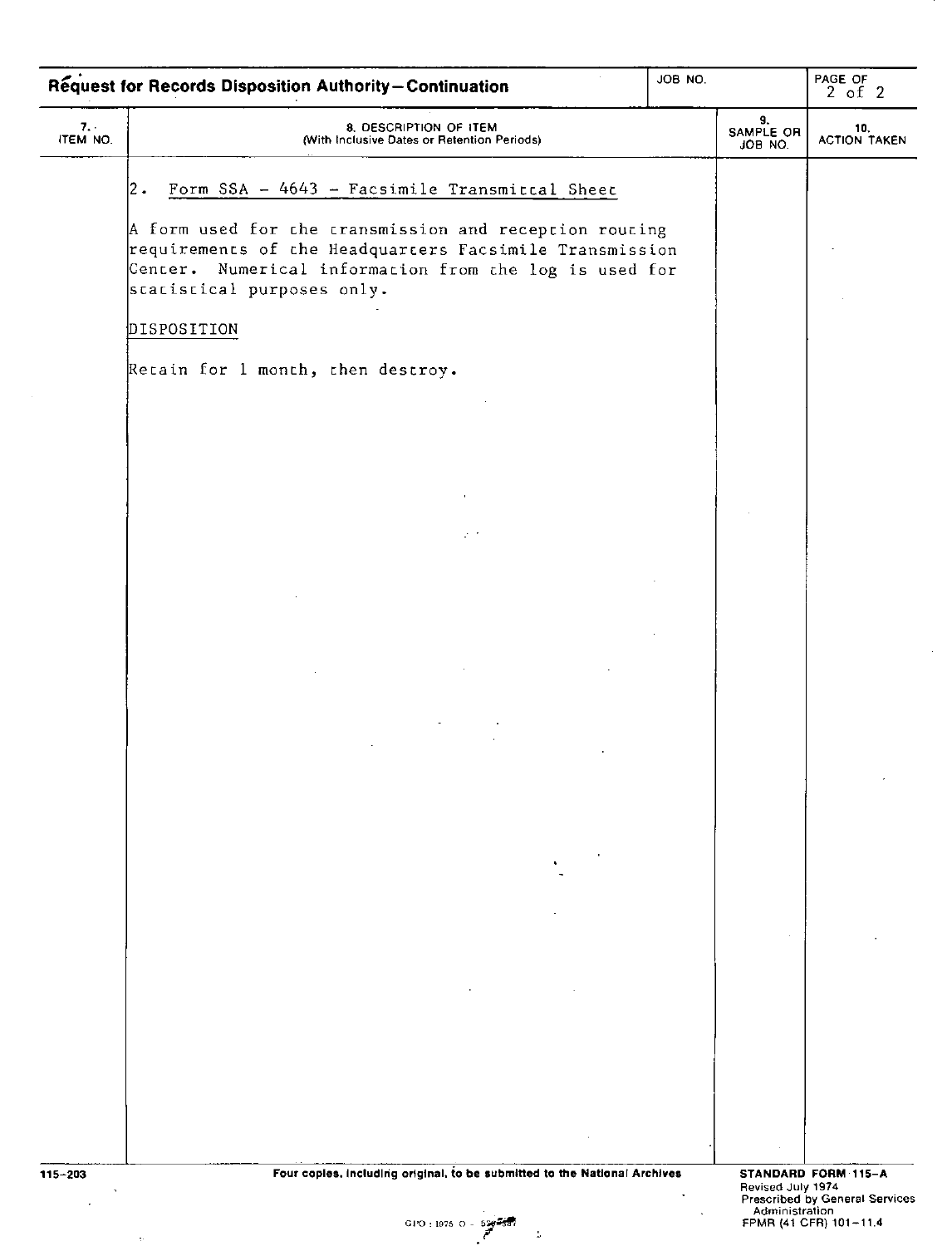## Request for Records Disposition Authority—Continuation

| JOB NO. | PAGE OF |
|---|---|
| | 2 of 2 |

| 7. ITEM NO. | 8. DESCRIPTION OF ITEM (With Inclusive Dates or Retention Periods) | 9. SAMPLE OR JOB NO. | 10. ACTION TAKEN |
|---|---|---|---|
| | 2. Form SSA - 4643 - Facsimile Transmittal Sheet<br><br>A form used for the transmission and reception routing requirements of the Headquarters Facsimile Transmission Center. Numerical information from the log is used for statistical purposes only.<br><br>DISPOSITION<br><br>Retain for 1 month, then destroy. | | |

115-203

**Four copies, including original, to be submitted to the National Archives**

**STANDARD FORM 115-A**
Revised July 1974
Prescribed by General Services Administration
FPMR (41 CFR) 101-11.4

GPO : 1975 O - 5